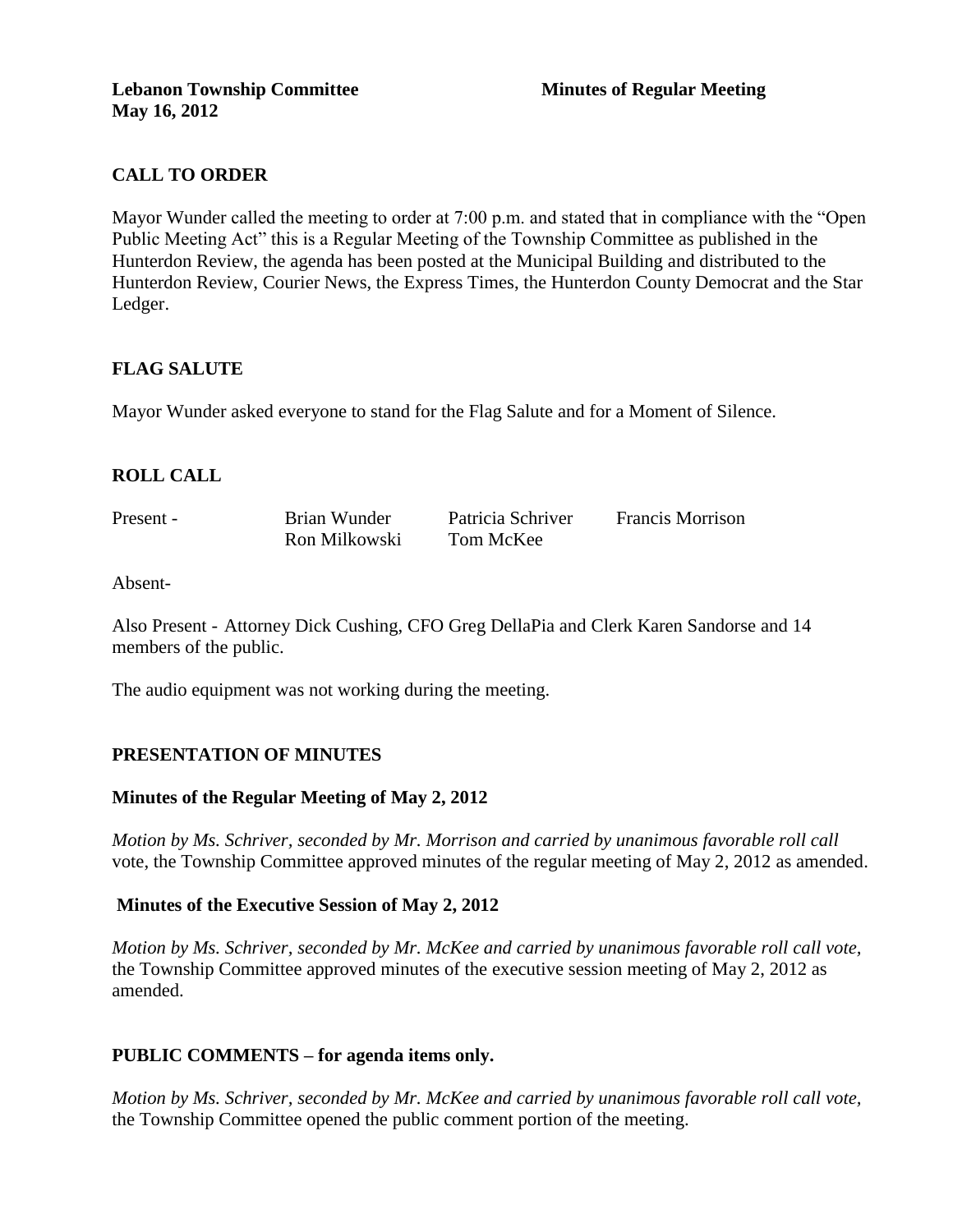**Lebanon Township Committee** **Minutes of Regular Meeting**
**May 16, 2012**

## CALL TO ORDER

Mayor Wunder called the meeting to order at 7:00 p.m. and stated that in compliance with the "Open Public Meeting Act" this is a Regular Meeting of the Township Committee as published in the Hunterdon Review, the agenda has been posted at the Municipal Building and distributed to the Hunterdon Review, Courier News, the Express Times, the Hunterdon County Democrat and the Star Ledger.

## FLAG SALUTE

Mayor Wunder asked everyone to stand for the Flag Salute and for a Moment of Silence.

## ROLL CALL

| Present - | Brian Wunder | Patricia Schriver | Francis Morrison |
|---|---|---|---|
| | Ron Milkowski | Tom McKee | |

Absent-

Also Present - Attorney Dick Cushing, CFO Greg DellaPia and Clerk Karen Sandorse and 14 members of the public.

The audio equipment was not working during the meeting.

## PRESENTATION OF MINUTES

### Minutes of the Regular Meeting of May 2, 2012

*Motion by Ms. Schriver, seconded by Mr. Morrison and carried by unanimous favorable roll call* vote, the Township Committee approved minutes of the regular meeting of May 2, 2012 as amended.

### Minutes of the Executive Session of May 2, 2012

*Motion by Ms. Schriver, seconded by Mr. McKee and carried by unanimous favorable roll call vote,* the Township Committee approved minutes of the executive session meeting of May 2, 2012 as amended.

## PUBLIC COMMENTS – for agenda items only.

*Motion by Ms. Schriver, seconded by Mr. McKee and carried by unanimous favorable roll call vote,* the Township Committee opened the public comment portion of the meeting.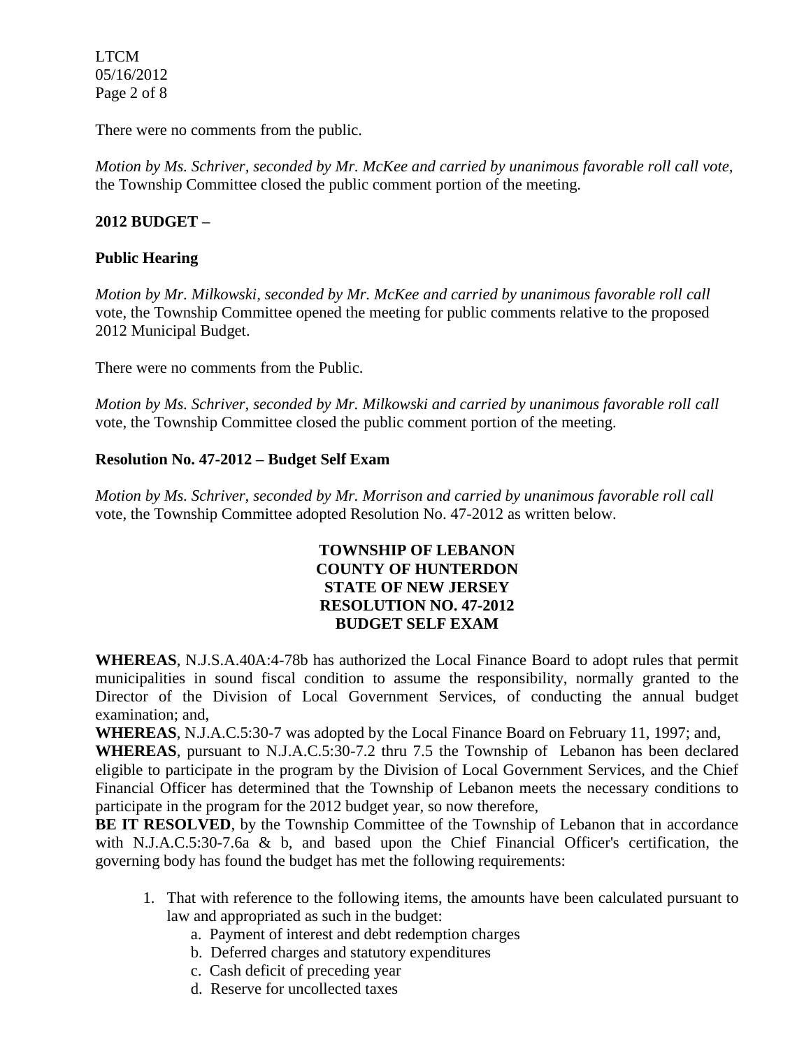There were no comments from the public.

*Motion by Ms. Schriver, seconded by Mr. McKee and carried by unanimous favorable roll call vote,* the Township Committee closed the public comment portion of the meeting.

**2012 BUDGET –**

**Public Hearing**

*Motion by Mr. Milkowski, seconded by Mr. McKee and carried by unanimous favorable roll call* vote, the Township Committee opened the meeting for public comments relative to the proposed 2012 Municipal Budget.

There were no comments from the Public.

*Motion by Ms. Schriver, seconded by Mr. Milkowski and carried by unanimous favorable roll call* vote, the Township Committee closed the public comment portion of the meeting.

**Resolution No. 47-2012 – Budget Self Exam**

*Motion by Ms. Schriver, seconded by Mr. Morrison and carried by unanimous favorable roll call* vote, the Township Committee adopted Resolution No. 47-2012 as written below.

**TOWNSHIP OF LEBANON**
**COUNTY OF HUNTERDON**
**STATE OF NEW JERSEY**
**RESOLUTION NO. 47-2012**
**BUDGET SELF EXAM**

**WHEREAS**, N.J.S.A.40A:4-78b has authorized the Local Finance Board to adopt rules that permit municipalities in sound fiscal condition to assume the responsibility, normally granted to the Director of the Division of Local Government Services, of conducting the annual budget examination; and,

**WHEREAS**, N.J.A.C.5:30-7 was adopted by the Local Finance Board on February 11, 1997; and,

**WHEREAS**, pursuant to N.J.A.C.5:30-7.2 thru 7.5 the Township of Lebanon has been declared eligible to participate in the program by the Division of Local Government Services, and the Chief Financial Officer has determined that the Township of Lebanon meets the necessary conditions to participate in the program for the 2012 budget year, so now therefore,

**BE IT RESOLVED**, by the Township Committee of the Township of Lebanon that in accordance with N.J.A.C.5:30-7.6a & b, and based upon the Chief Financial Officer's certification, the governing body has found the budget has met the following requirements:

1. That with reference to the following items, the amounts have been calculated pursuant to law and appropriated as such in the budget:
    a. Payment of interest and debt redemption charges
    b. Deferred charges and statutory expenditures
    c. Cash deficit of preceding year
    d. Reserve for uncollected taxes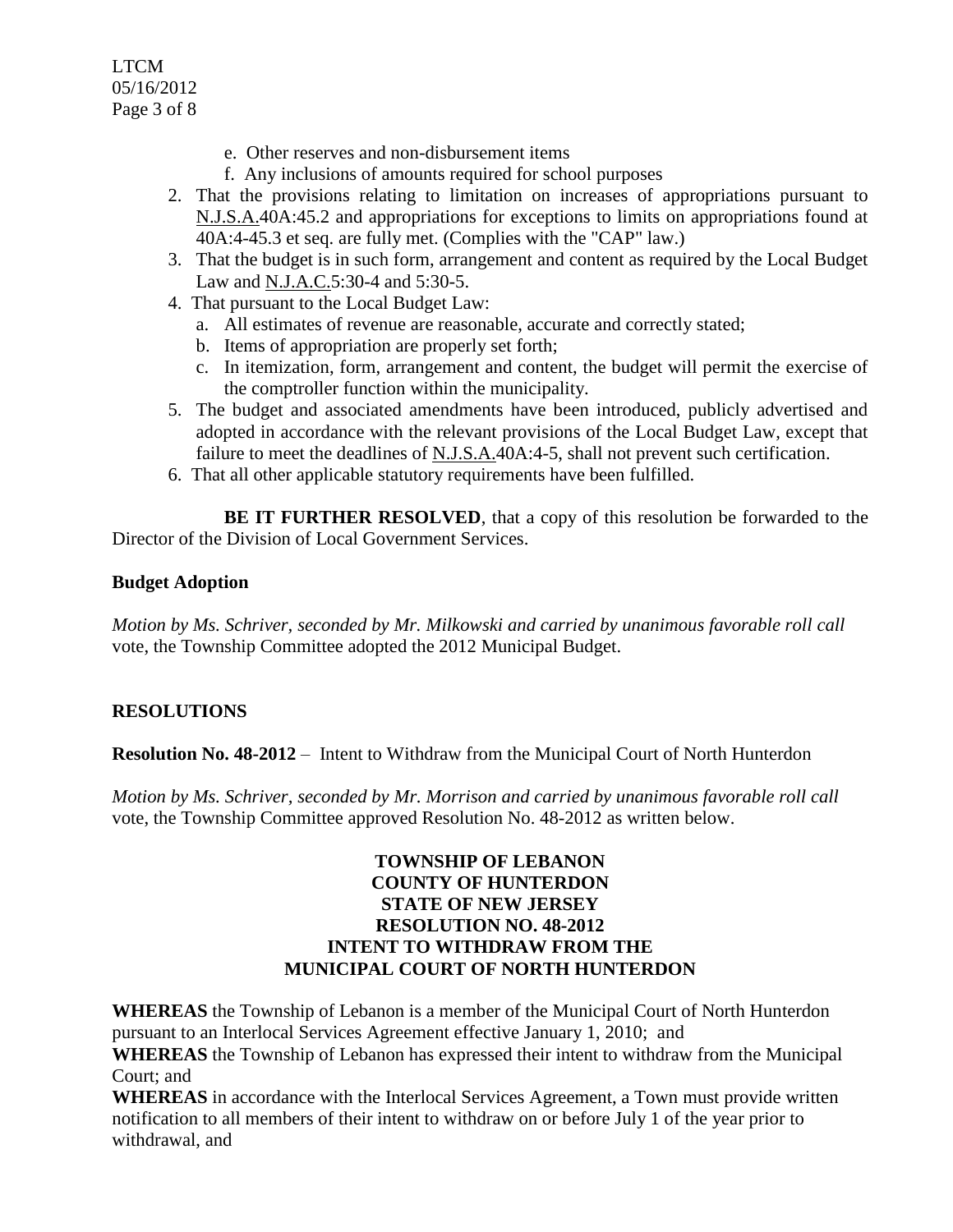e. Other reserves and non-disbursement items
f. Any inclusions of amounts required for school purposes

2. That the provisions relating to limitation on increases of appropriations pursuant to N.J.S.A.40A:45.2 and appropriations for exceptions to limits on appropriations found at 40A:4-45.3 et seq. are fully met. (Complies with the "CAP" law.)
3. That the budget is in such form, arrangement and content as required by the Local Budget Law and N.J.A.C.5:30-4 and 5:30-5.
4. That pursuant to the Local Budget Law:
   a. All estimates of revenue are reasonable, accurate and correctly stated;
   b. Items of appropriation are properly set forth;
   c. In itemization, form, arrangement and content, the budget will permit the exercise of the comptroller function within the municipality.
5. The budget and associated amendments have been introduced, publicly advertised and adopted in accordance with the relevant provisions of the Local Budget Law, except that failure to meet the deadlines of N.J.S.A.40A:4-5, shall not prevent such certification.
6. That all other applicable statutory requirements have been fulfilled.

**BE IT FURTHER RESOLVED**, that a copy of this resolution be forwarded to the Director of the Division of Local Government Services.

**Budget Adoption**

*Motion by Ms. Schriver, seconded by Mr. Milkowski and carried by unanimous favorable roll call* vote, the Township Committee adopted the 2012 Municipal Budget.

**RESOLUTIONS**

**Resolution No. 48-2012** – Intent to Withdraw from the Municipal Court of North Hunterdon

*Motion by Ms. Schriver, seconded by Mr. Morrison and carried by unanimous favorable roll call* vote, the Township Committee approved Resolution No. 48-2012 as written below.

**TOWNSHIP OF LEBANON**
**COUNTY OF HUNTERDON**
**STATE OF NEW JERSEY**
**RESOLUTION NO. 48-2012**
**INTENT TO WITHDRAW FROM THE**
**MUNICIPAL COURT OF NORTH HUNTERDON**

**WHEREAS** the Township of Lebanon is a member of the Municipal Court of North Hunterdon pursuant to an Interlocal Services Agreement effective January 1, 2010; and
**WHEREAS** the Township of Lebanon has expressed their intent to withdraw from the Municipal Court; and
**WHEREAS** in accordance with the Interlocal Services Agreement, a Town must provide written notification to all members of their intent to withdraw on or before July 1 of the year prior to withdrawal, and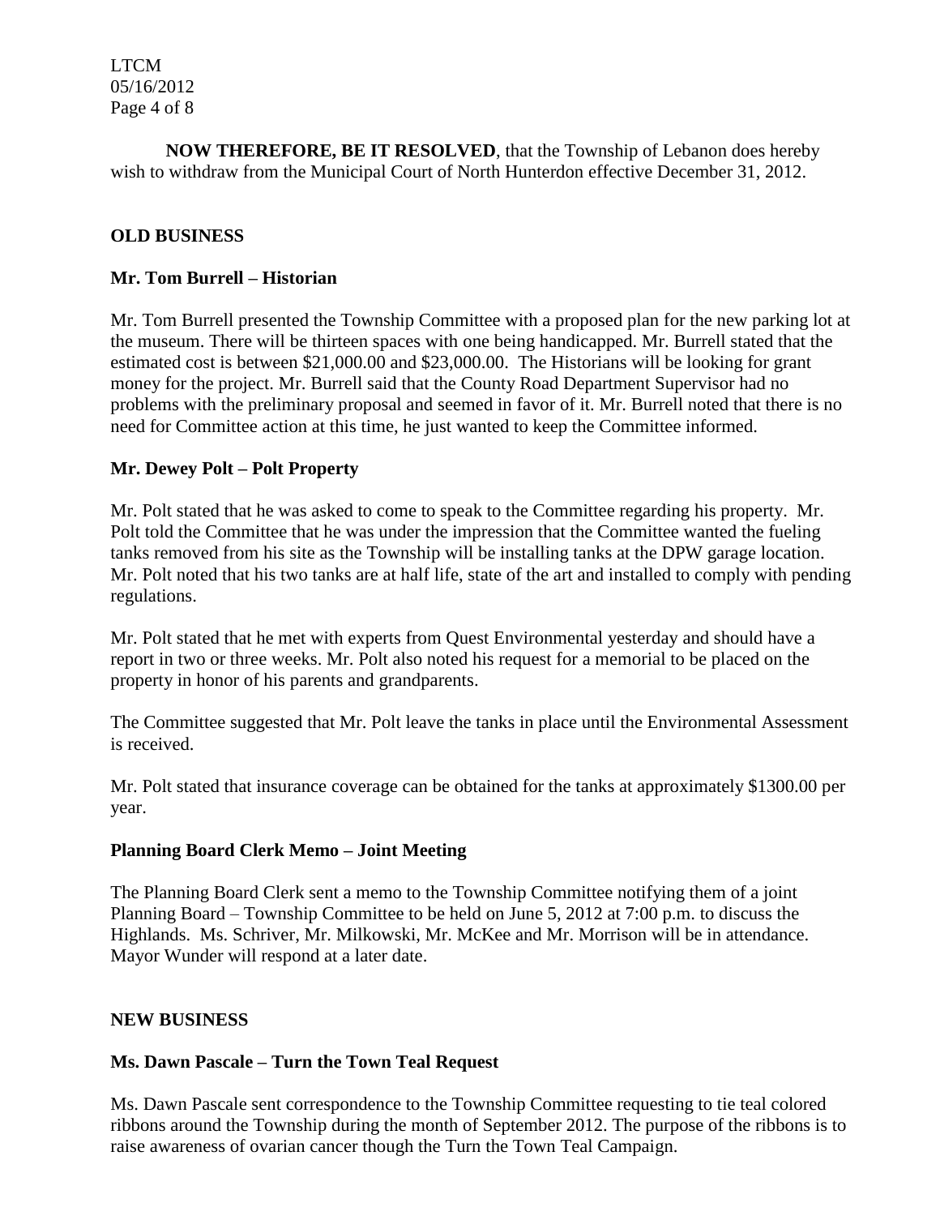**NOW THEREFORE, BE IT RESOLVED**, that the Township of Lebanon does hereby wish to withdraw from the Municipal Court of North Hunterdon effective December 31, 2012.

## OLD BUSINESS

### Mr. Tom Burrell – Historian

Mr. Tom Burrell presented the Township Committee with a proposed plan for the new parking lot at the museum. There will be thirteen spaces with one being handicapped. Mr. Burrell stated that the estimated cost is between $21,000.00 and $23,000.00. The Historians will be looking for grant money for the project. Mr. Burrell said that the County Road Department Supervisor had no problems with the preliminary proposal and seemed in favor of it. Mr. Burrell noted that there is no need for Committee action at this time, he just wanted to keep the Committee informed.

### Mr. Dewey Polt – Polt Property

Mr. Polt stated that he was asked to come to speak to the Committee regarding his property. Mr. Polt told the Committee that he was under the impression that the Committee wanted the fueling tanks removed from his site as the Township will be installing tanks at the DPW garage location. Mr. Polt noted that his two tanks are at half life, state of the art and installed to comply with pending regulations.

Mr. Polt stated that he met with experts from Quest Environmental yesterday and should have a report in two or three weeks. Mr. Polt also noted his request for a memorial to be placed on the property in honor of his parents and grandparents.

The Committee suggested that Mr. Polt leave the tanks in place until the Environmental Assessment is received.

Mr. Polt stated that insurance coverage can be obtained for the tanks at approximately $1300.00 per year.

### Planning Board Clerk Memo – Joint Meeting

The Planning Board Clerk sent a memo to the Township Committee notifying them of a joint Planning Board – Township Committee to be held on June 5, 2012 at 7:00 p.m. to discuss the Highlands. Ms. Schriver, Mr. Milkowski, Mr. McKee and Mr. Morrison will be in attendance. Mayor Wunder will respond at a later date.

## NEW BUSINESS

### Ms. Dawn Pascale – Turn the Town Teal Request

Ms. Dawn Pascale sent correspondence to the Township Committee requesting to tie teal colored ribbons around the Township during the month of September 2012. The purpose of the ribbons is to raise awareness of ovarian cancer though the Turn the Town Teal Campaign.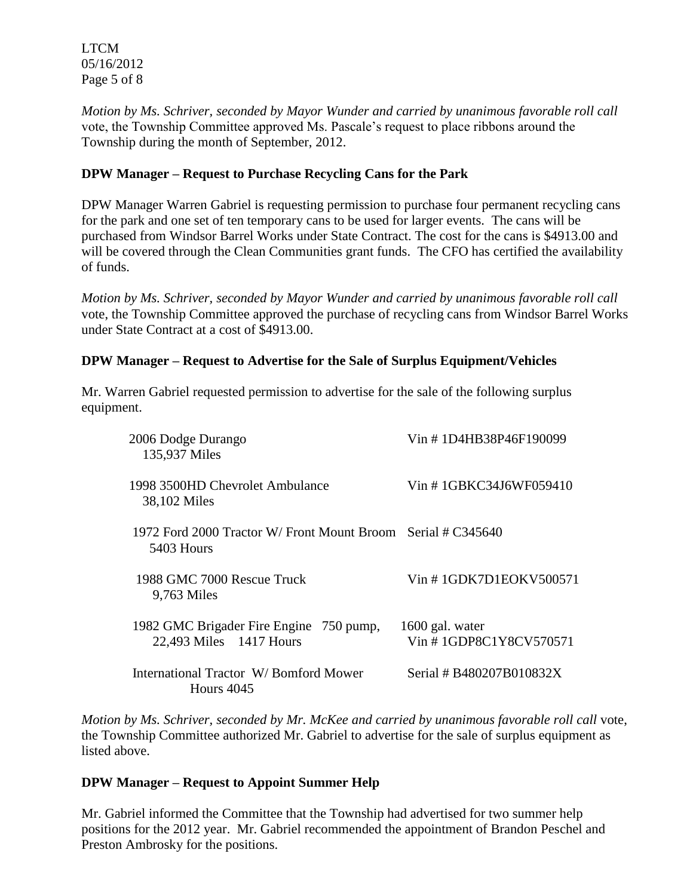*Motion by Ms. Schriver, seconded by Mayor Wunder and carried by unanimous favorable roll call* vote, the Township Committee approved Ms. Pascale's request to place ribbons around the Township during the month of September, 2012.

**DPW Manager – Request to Purchase Recycling Cans for the Park**

DPW Manager Warren Gabriel is requesting permission to purchase four permanent recycling cans for the park and one set of ten temporary cans to be used for larger events. The cans will be purchased from Windsor Barrel Works under State Contract. The cost for the cans is $4913.00 and will be covered through the Clean Communities grant funds. The CFO has certified the availability of funds.

*Motion by Ms. Schriver, seconded by Mayor Wunder and carried by unanimous favorable roll call* vote, the Township Committee approved the purchase of recycling cans from Windsor Barrel Works under State Contract at a cost of $4913.00.

**DPW Manager – Request to Advertise for the Sale of Surplus Equipment/Vehicles**

Mr. Warren Gabriel requested permission to advertise for the sale of the following surplus equipment.

| | |
|---|---|
| 2006 Dodge Durango<br>135,937 Miles | Vin # 1D4HB38P46F190099 |
| 1998 3500HD Chevrolet Ambulance<br>38,102 Miles | Vin # 1GBKC34J6WF059410 |
| 1972 Ford 2000 Tractor W/ Front Mount Broom<br>5403 Hours | Serial # C345640 |
| 1988 GMC 7000 Rescue Truck<br>9,763 Miles | Vin # 1GDK7D1EOKV500571 |
| 1982 GMC Brigader Fire Engine 750 pump,<br>22,493 Miles 1417 Hours | 1600 gal. water<br>Vin # 1GDP8C1Y8CV570571 |
| International Tractor W/ Bomford Mower<br>Hours 4045 | Serial # B480207B010832X |

*Motion by Ms. Schriver, seconded by Mr. McKee and carried by unanimous favorable roll call* vote, the Township Committee authorized Mr. Gabriel to advertise for the sale of surplus equipment as listed above.

**DPW Manager – Request to Appoint Summer Help**

Mr. Gabriel informed the Committee that the Township had advertised for two summer help positions for the 2012 year. Mr. Gabriel recommended the appointment of Brandon Peschel and Preston Ambrosky for the positions.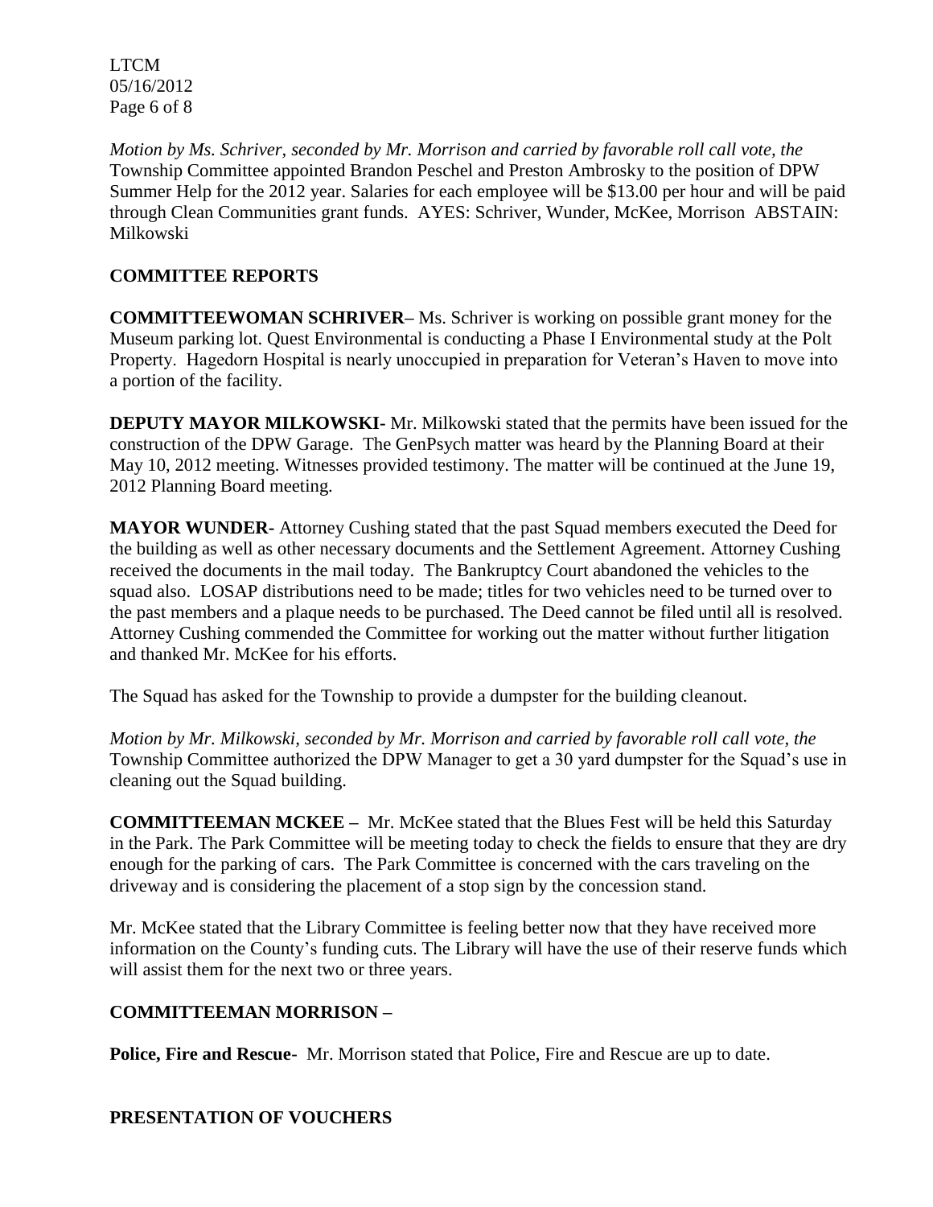*Motion by Ms. Schriver, seconded by Mr. Morrison and carried by favorable roll call vote, the* Township Committee appointed Brandon Peschel and Preston Ambrosky to the position of DPW Summer Help for the 2012 year. Salaries for each employee will be $13.00 per hour and will be paid through Clean Communities grant funds. AYES: Schriver, Wunder, McKee, Morrison ABSTAIN: Milkowski

## COMMITTEE REPORTS

**COMMITTEEWOMAN SCHRIVER–** Ms. Schriver is working on possible grant money for the Museum parking lot. Quest Environmental is conducting a Phase I Environmental study at the Polt Property. Hagedorn Hospital is nearly unoccupied in preparation for Veteran's Haven to move into a portion of the facility.

**DEPUTY MAYOR MILKOWSKI-** Mr. Milkowski stated that the permits have been issued for the construction of the DPW Garage. The GenPsych matter was heard by the Planning Board at their May 10, 2012 meeting. Witnesses provided testimony. The matter will be continued at the June 19, 2012 Planning Board meeting.

**MAYOR WUNDER-** Attorney Cushing stated that the past Squad members executed the Deed for the building as well as other necessary documents and the Settlement Agreement. Attorney Cushing received the documents in the mail today. The Bankruptcy Court abandoned the vehicles to the squad also. LOSAP distributions need to be made; titles for two vehicles need to be turned over to the past members and a plaque needs to be purchased. The Deed cannot be filed until all is resolved. Attorney Cushing commended the Committee for working out the matter without further litigation and thanked Mr. McKee for his efforts.

The Squad has asked for the Township to provide a dumpster for the building cleanout.

*Motion by Mr. Milkowski, seconded by Mr. Morrison and carried by favorable roll call vote, the* Township Committee authorized the DPW Manager to get a 30 yard dumpster for the Squad's use in cleaning out the Squad building.

**COMMITTEEMAN MCKEE –** Mr. McKee stated that the Blues Fest will be held this Saturday in the Park. The Park Committee will be meeting today to check the fields to ensure that they are dry enough for the parking of cars. The Park Committee is concerned with the cars traveling on the driveway and is considering the placement of a stop sign by the concession stand.

Mr. McKee stated that the Library Committee is feeling better now that they have received more information on the County's funding cuts. The Library will have the use of their reserve funds which will assist them for the next two or three years.

**COMMITTEEMAN MORRISON –**

**Police, Fire and Rescue-** Mr. Morrison stated that Police, Fire and Rescue are up to date.

## PRESENTATION OF VOUCHERS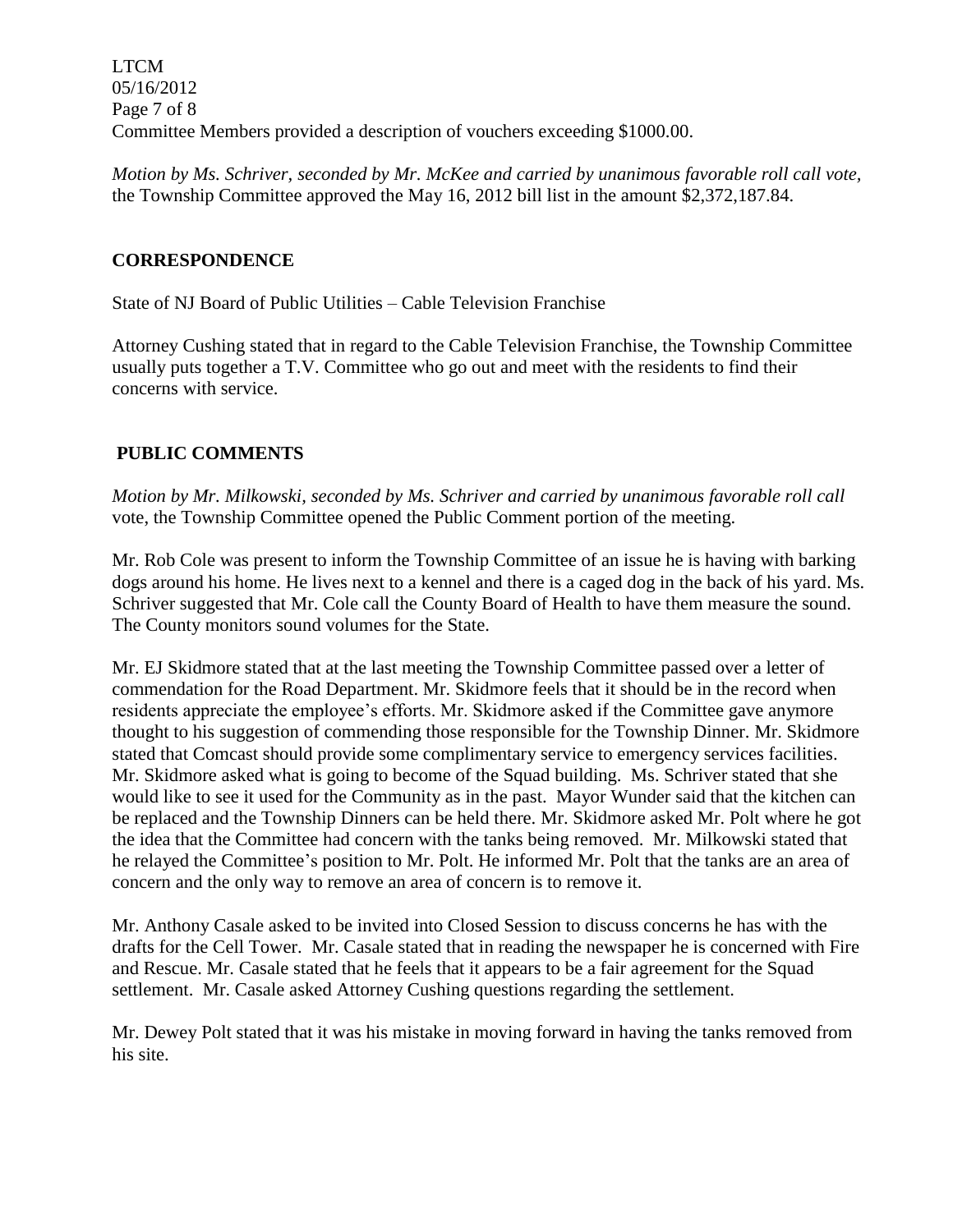Committee Members provided a description of vouchers exceeding $1000.00.

*Motion by Ms. Schriver, seconded by Mr. McKee and carried by unanimous favorable roll call vote,* the Township Committee approved the May 16, 2012 bill list in the amount $2,372,187.84.

## CORRESPONDENCE

State of NJ Board of Public Utilities – Cable Television Franchise

Attorney Cushing stated that in regard to the Cable Television Franchise, the Township Committee usually puts together a T.V. Committee who go out and meet with the residents to find their concerns with service.

## PUBLIC COMMENTS

*Motion by Mr. Milkowski, seconded by Ms. Schriver and carried by unanimous favorable roll call* vote, the Township Committee opened the Public Comment portion of the meeting.

Mr. Rob Cole was present to inform the Township Committee of an issue he is having with barking dogs around his home. He lives next to a kennel and there is a caged dog in the back of his yard. Ms. Schriver suggested that Mr. Cole call the County Board of Health to have them measure the sound. The County monitors sound volumes for the State.

Mr. EJ Skidmore stated that at the last meeting the Township Committee passed over a letter of commendation for the Road Department. Mr. Skidmore feels that it should be in the record when residents appreciate the employee's efforts. Mr. Skidmore asked if the Committee gave anymore thought to his suggestion of commending those responsible for the Township Dinner. Mr. Skidmore stated that Comcast should provide some complimentary service to emergency services facilities. Mr. Skidmore asked what is going to become of the Squad building. Ms. Schriver stated that she would like to see it used for the Community as in the past. Mayor Wunder said that the kitchen can be replaced and the Township Dinners can be held there. Mr. Skidmore asked Mr. Polt where he got the idea that the Committee had concern with the tanks being removed. Mr. Milkowski stated that he relayed the Committee's position to Mr. Polt. He informed Mr. Polt that the tanks are an area of concern and the only way to remove an area of concern is to remove it.

Mr. Anthony Casale asked to be invited into Closed Session to discuss concerns he has with the drafts for the Cell Tower. Mr. Casale stated that in reading the newspaper he is concerned with Fire and Rescue. Mr. Casale stated that he feels that it appears to be a fair agreement for the Squad settlement. Mr. Casale asked Attorney Cushing questions regarding the settlement.

Mr. Dewey Polt stated that it was his mistake in moving forward in having the tanks removed from his site.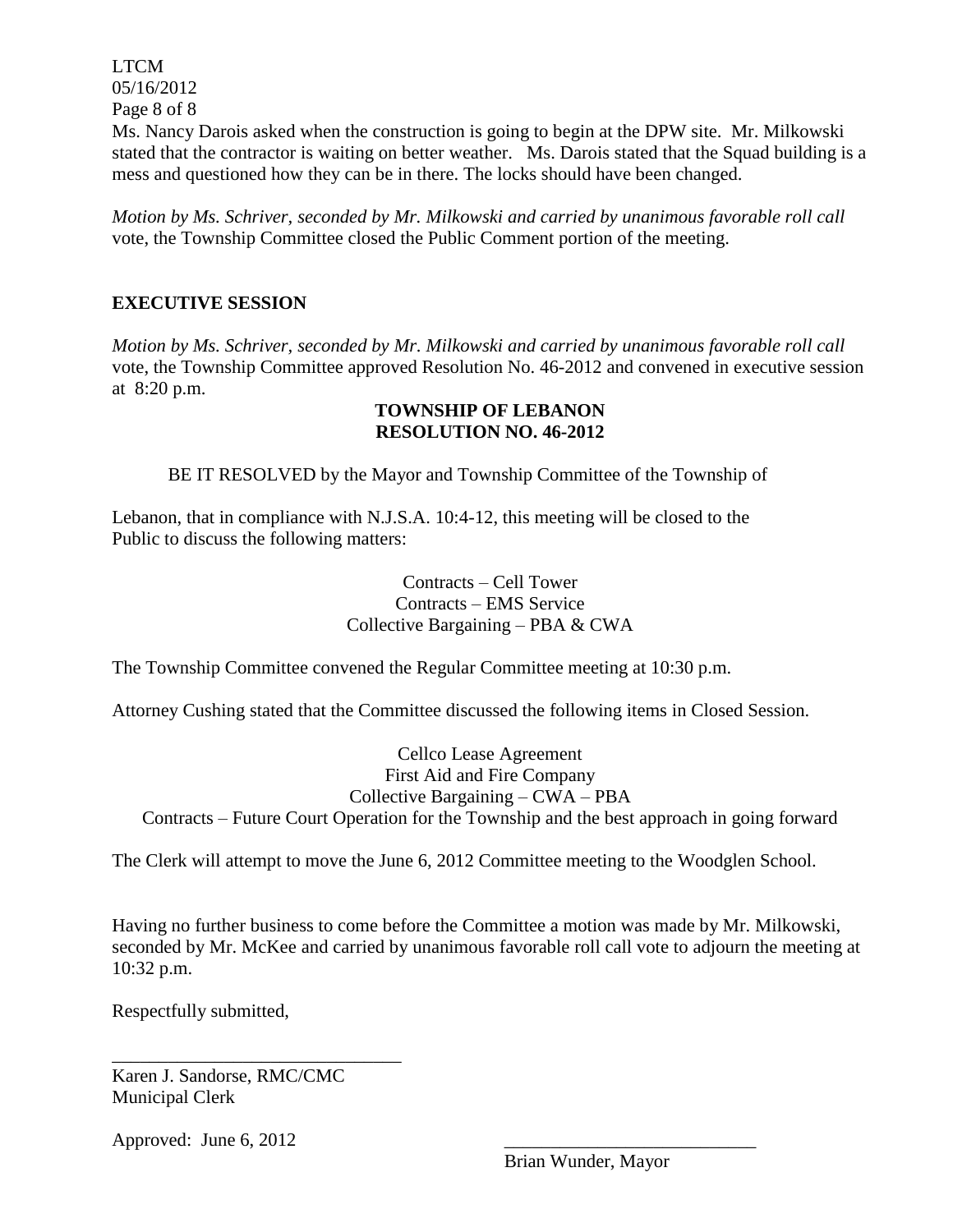Ms. Nancy Darois asked when the construction is going to begin at the DPW site. Mr. Milkowski stated that the contractor is waiting on better weather. Ms. Darois stated that the Squad building is a mess and questioned how they can be in there. The locks should have been changed.

*Motion by Ms. Schriver, seconded by Mr. Milkowski and carried by unanimous favorable roll call* vote, the Township Committee closed the Public Comment portion of the meeting.

## EXECUTIVE SESSION

*Motion by Ms. Schriver, seconded by Mr. Milkowski and carried by unanimous favorable roll call* vote, the Township Committee approved Resolution No. 46-2012 and convened in executive session at 8:20 p.m.

**TOWNSHIP OF LEBANON**
**RESOLUTION NO. 46-2012**

BE IT RESOLVED by the Mayor and Township Committee of the Township of Lebanon, that in compliance with N.J.S.A. 10:4-12, this meeting will be closed to the Public to discuss the following matters:

Contracts – Cell Tower
Contracts – EMS Service
Collective Bargaining – PBA & CWA

The Township Committee convened the Regular Committee meeting at 10:30 p.m.

Attorney Cushing stated that the Committee discussed the following items in Closed Session.

Cellco Lease Agreement
First Aid and Fire Company
Collective Bargaining – CWA – PBA
Contracts – Future Court Operation for the Township and the best approach in going forward

The Clerk will attempt to move the June 6, 2012 Committee meeting to the Woodglen School.

Having no further business to come before the Committee a motion was made by Mr. Milkowski, seconded by Mr. McKee and carried by unanimous favorable roll call vote to adjourn the meeting at 10:32 p.m.

Respectfully submitted,

\_\_\_\_\_\_\_\_\_\_\_\_\_\_\_\_\_\_\_\_\_\_\_\_\_\_\_\_\_\_\_\_
Karen J. Sandorse, RMC/CMC
Municipal Clerk

Approved: June 6, 2012

\_\_\_\_\_\_\_\_\_\_\_\_\_\_\_\_\_\_\_\_\_\_\_\_\_\_\_\_
Brian Wunder, Mayor